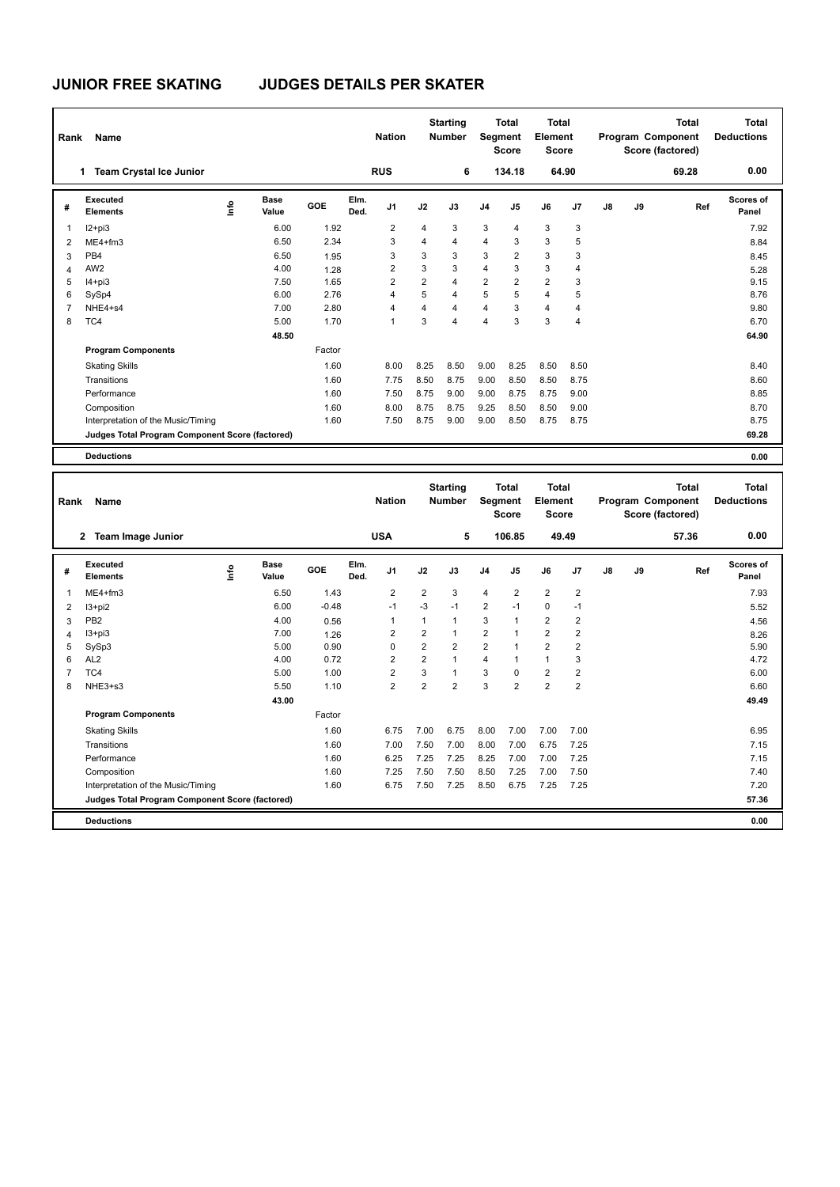# JUNIOR FREE SKATING JUDGES DETAILS PER SKATER

| Rank | Name | Nation | Starting Number | Total Segment Score | Total Element Score | Total Program Component Score (factored) | Total Deductions |
|---|---|---|---|---|---|---|---|
| 1 | Team Crystal Ice Junior | RUS | 6 | 134.18 | 64.90 | 69.28 | 0.00 |

| # | Executed Elements | Info | Base Value | GOE | Elm. Ded. | J1 | J2 | J3 | J4 | J5 | J6 | J7 | J8 | J9 | Ref | Scores of Panel |
|---|---|---|---|---|---|---|---|---|---|---|---|---|---|---|---|---|
| 1 | I2+pi3 | | 6.00 | 1.92 | | 2 | 4 | 3 | 3 | 4 | 3 | 3 | | | | 7.92 |
| 2 | ME4+fm3 | | 6.50 | 2.34 | | 3 | 4 | 4 | 4 | 3 | 3 | 5 | | | | 8.84 |
| 3 | PB4 | | 6.50 | 1.95 | | 3 | 3 | 3 | 3 | 2 | 3 | 3 | | | | 8.45 |
| 4 | AW2 | | 4.00 | 1.28 | | 2 | 3 | 3 | 4 | 3 | 3 | 4 | | | | 5.28 |
| 5 | I4+pi3 | | 7.50 | 1.65 | | 2 | 2 | 4 | 2 | 2 | 2 | 3 | | | | 9.15 |
| 6 | SySp4 | | 6.00 | 2.76 | | 4 | 5 | 4 | 5 | 5 | 4 | 5 | | | | 8.76 |
| 7 | NHE4+s4 | | 7.00 | 2.80 | | 4 | 4 | 4 | 4 | 3 | 4 | 4 | | | | 9.80 |
| 8 | TC4 | | 5.00 | 1.70 | | 1 | 3 | 4 | 4 | 3 | 3 | 4 | | | | 6.70 |
| | | | 48.50 | | | | | | | | | | | | | 64.90 |
| | **Program Components** | | | Factor | | | | | | | | | | | | |
| | Skating Skills | | | 1.60 | | 8.00 | 8.25 | 8.50 | 9.00 | 8.25 | 8.50 | 8.50 | | | | 8.40 |
| | Transitions | | | 1.60 | | 7.75 | 8.50 | 8.75 | 9.00 | 8.50 | 8.50 | 8.75 | | | | 8.60 |
| | Performance | | | 1.60 | | 7.50 | 8.75 | 9.00 | 9.00 | 8.75 | 8.75 | 9.00 | | | | 8.85 |
| | Composition | | | 1.60 | | 8.00 | 8.75 | 8.75 | 9.25 | 8.50 | 8.50 | 9.00 | | | | 8.70 |
| | Interpretation of the Music/Timing | | | 1.60 | | 7.50 | 8.75 | 9.00 | 9.00 | 8.50 | 8.75 | 8.75 | | | | 8.75 |
| | **Judges Total Program Component Score (factored)** | | | | | | | | | | | | | | | 69.28 |
| | **Deductions** | | | | | | | | | | | | | | | 0.00 |

| Rank | Name | Nation | Starting Number | Total Segment Score | Total Element Score | Total Program Component Score (factored) | Total Deductions |
|---|---|---|---|---|---|---|---|
| 2 | Team Image Junior | USA | 5 | 106.85 | 49.49 | 57.36 | 0.00 |

| # | Executed Elements | Info | Base Value | GOE | Elm. Ded. | J1 | J2 | J3 | J4 | J5 | J6 | J7 | J8 | J9 | Ref | Scores of Panel |
|---|---|---|---|---|---|---|---|---|---|---|---|---|---|---|---|---|
| 1 | ME4+fm3 | | 6.50 | 1.43 | | 2 | 2 | 3 | 4 | 2 | 2 | 2 | | | | 7.93 |
| 2 | I3+pi2 | | 6.00 | -0.48 | | -1 | -3 | -1 | 2 | -1 | 0 | -1 | | | | 5.52 |
| 3 | PB2 | | 4.00 | 0.56 | | 1 | 1 | 1 | 3 | 1 | 2 | 2 | | | | 4.56 |
| 4 | I3+pi3 | | 7.00 | 1.26 | | 2 | 2 | 1 | 2 | 1 | 2 | 2 | | | | 8.26 |
| 5 | SySp3 | | 5.00 | 0.90 | | 0 | 2 | 2 | 2 | 1 | 2 | 2 | | | | 5.90 |
| 6 | AL2 | | 4.00 | 0.72 | | 2 | 2 | 1 | 4 | 1 | 1 | 3 | | | | 4.72 |
| 7 | TC4 | | 5.00 | 1.00 | | 2 | 3 | 1 | 3 | 0 | 2 | 2 | | | | 6.00 |
| 8 | NHE3+s3 | | 5.50 | 1.10 | | 2 | 2 | 2 | 3 | 2 | 2 | 2 | | | | 6.60 |
| | | | 43.00 | | | | | | | | | | | | | 49.49 |
| | **Program Components** | | | Factor | | | | | | | | | | | | |
| | Skating Skills | | | 1.60 | | 6.75 | 7.00 | 6.75 | 8.00 | 7.00 | 7.00 | 7.00 | | | | 6.95 |
| | Transitions | | | 1.60 | | 7.00 | 7.50 | 7.00 | 8.00 | 7.00 | 6.75 | 7.25 | | | | 7.15 |
| | Performance | | | 1.60 | | 6.25 | 7.25 | 7.25 | 8.25 | 7.00 | 7.00 | 7.25 | | | | 7.15 |
| | Composition | | | 1.60 | | 7.25 | 7.50 | 7.50 | 8.50 | 7.25 | 7.00 | 7.50 | | | | 7.40 |
| | Interpretation of the Music/Timing | | | 1.60 | | 6.75 | 7.50 | 7.25 | 8.50 | 6.75 | 7.25 | 7.25 | | | | 7.20 |
| | **Judges Total Program Component Score (factored)** | | | | | | | | | | | | | | | 57.36 |
| | **Deductions** | | | | | | | | | | | | | | | 0.00 |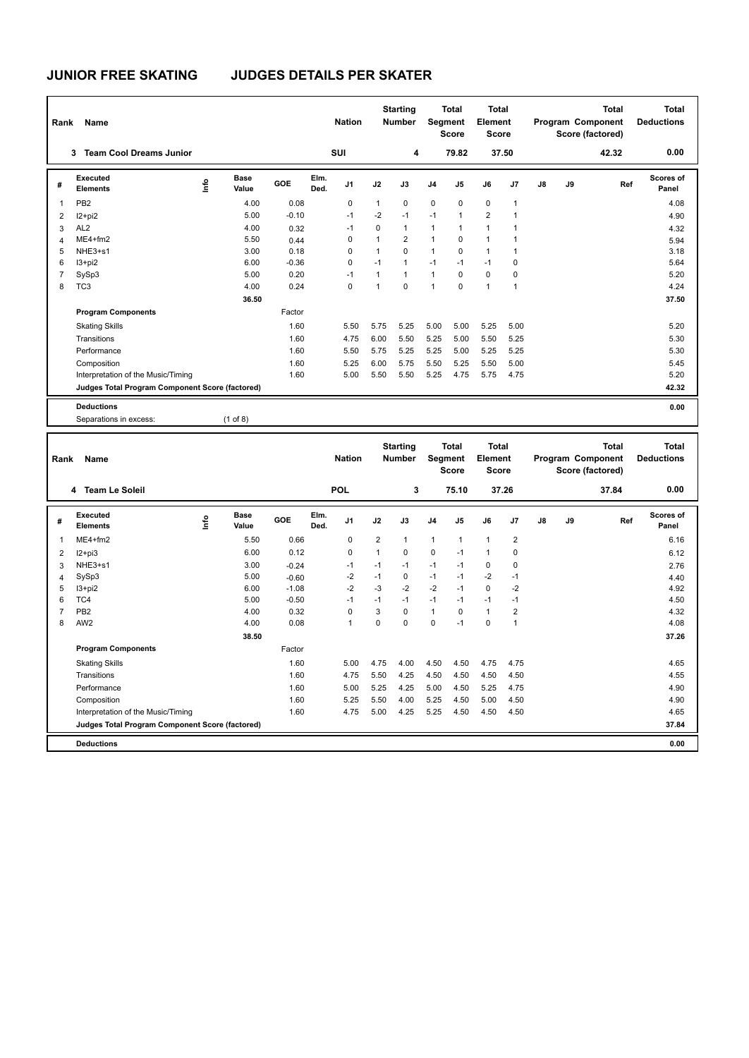# JUNIOR FREE SKATING JUDGES DETAILS PER SKATER

| Rank | Name | Nation | Starting Number | Total Segment Score | Total Element Score | Total Program Component Score (factored) | Total Deductions |
|---|---|---|---|---|---|---|---|
| 3 | Team Cool Dreams Junior | SUI | 4 | 79.82 | 37.50 | 42.32 | 0.00 |

| # | Executed Elements | Info | Base Value | GOE | Elm. Ded. | J1 | J2 | J3 | J4 | J5 | J6 | J7 | J8 | J9 | Ref | Scores of Panel |
|---|---|---|---|---|---|---|---|---|---|---|---|---|---|---|---|---|
| 1 | PB2 | | 4.00 | 0.08 | | 0 | 1 | 0 | 0 | 0 | 0 | 1 | | | | 4.08 |
| 2 | I2+pi2 | | 5.00 | -0.10 | | -1 | -2 | -1 | -1 | 1 | 2 | 1 | | | | 4.90 |
| 3 | AL2 | | 4.00 | 0.32 | | -1 | 0 | 1 | 1 | 1 | 1 | 1 | | | | 4.32 |
| 4 | ME4+fm2 | | 5.50 | 0.44 | | 0 | 1 | 2 | 1 | 0 | 1 | 1 | | | | 5.94 |
| 5 | NHE3+s1 | | 3.00 | 0.18 | | 0 | 1 | 0 | 1 | 0 | 1 | 1 | | | | 3.18 |
| 6 | I3+pi2 | | 6.00 | -0.36 | | 0 | -1 | 1 | -1 | -1 | -1 | 0 | | | | 5.64 |
| 7 | SySp3 | | 5.00 | 0.20 | | -1 | 1 | 1 | 1 | 0 | 0 | 0 | | | | 5.20 |
| 8 | TC3 | | 4.00 | 0.24 | | 0 | 1 | 0 | 1 | 0 | 1 | 1 | | | | 4.24 |
| | | | 36.50 | | | | | | | | | | | | | 37.50 |

| Program Components | Factor | J1 | J2 | J3 | J4 | J5 | J6 | J7 | J8 | J9 | Ref | Scores of Panel |
|---|---|---|---|---|---|---|---|---|---|---|---|---|
| Skating Skills | 1.60 | 5.50 | 5.75 | 5.25 | 5.00 | 5.00 | 5.25 | 5.00 | | | | 5.20 |
| Transitions | 1.60 | 4.75 | 6.00 | 5.50 | 5.25 | 5.00 | 5.50 | 5.25 | | | | 5.30 |
| Performance | 1.60 | 5.50 | 5.75 | 5.25 | 5.25 | 5.00 | 5.25 | 5.25 | | | | 5.30 |
| Composition | 1.60 | 5.25 | 6.00 | 5.75 | 5.50 | 5.25 | 5.50 | 5.00 | | | | 5.45 |
| Interpretation of the Music/Timing | 1.60 | 5.00 | 5.50 | 5.50 | 5.25 | 4.75 | 5.75 | 4.75 | | | | 5.20 |
| Judges Total Program Component Score (factored) | | | | | | | | | | | | 42.32 |

**Deductions** 0.00

Separations in excess: (1 of 8)

| Rank | Name | Nation | Starting Number | Total Segment Score | Total Element Score | Total Program Component Score (factored) | Total Deductions |
|---|---|---|---|---|---|---|---|
| 4 | Team Le Soleil | POL | 3 | 75.10 | 37.26 | 37.84 | 0.00 |

| # | Executed Elements | Info | Base Value | GOE | Elm. Ded. | J1 | J2 | J3 | J4 | J5 | J6 | J7 | J8 | J9 | Ref | Scores of Panel |
|---|---|---|---|---|---|---|---|---|---|---|---|---|---|---|---|---|
| 1 | ME4+fm2 | | 5.50 | 0.66 | | 0 | 2 | 1 | 1 | 1 | 1 | 2 | | | | 6.16 |
| 2 | I2+pi3 | | 6.00 | 0.12 | | 0 | 1 | 0 | 0 | -1 | 1 | 0 | | | | 6.12 |
| 3 | NHE3+s1 | | 3.00 | -0.24 | | -1 | -1 | -1 | -1 | -1 | 0 | 0 | | | | 2.76 |
| 4 | SySp3 | | 5.00 | -0.60 | | -2 | -1 | 0 | -1 | -1 | -2 | -1 | | | | 4.40 |
| 5 | I3+pi2 | | 6.00 | -1.08 | | -2 | -3 | -2 | -2 | -1 | 0 | -2 | | | | 4.92 |
| 6 | TC4 | | 5.00 | -0.50 | | -1 | -1 | -1 | -1 | -1 | -1 | -1 | | | | 4.50 |
| 7 | PB2 | | 4.00 | 0.32 | | 0 | 3 | 0 | 1 | 0 | 1 | 2 | | | | 4.32 |
| 8 | AW2 | | 4.00 | 0.08 | | 1 | 0 | 0 | 0 | -1 | 0 | 1 | | | | 4.08 |
| | | | 38.50 | | | | | | | | | | | | | 37.26 |

| Program Components | Factor | J1 | J2 | J3 | J4 | J5 | J6 | J7 | J8 | J9 | Ref | Scores of Panel |
|---|---|---|---|---|---|---|---|---|---|---|---|---|
| Skating Skills | 1.60 | 5.00 | 4.75 | 4.00 | 4.50 | 4.50 | 4.75 | 4.75 | | | | 4.65 |
| Transitions | 1.60 | 4.75 | 5.50 | 4.25 | 4.50 | 4.50 | 4.50 | 4.50 | | | | 4.55 |
| Performance | 1.60 | 5.00 | 5.25 | 4.25 | 5.00 | 4.50 | 5.25 | 4.75 | | | | 4.90 |
| Composition | 1.60 | 5.25 | 5.50 | 4.00 | 5.25 | 4.50 | 5.00 | 4.50 | | | | 4.90 |
| Interpretation of the Music/Timing | 1.60 | 4.75 | 5.00 | 4.25 | 5.25 | 4.50 | 4.50 | 4.50 | | | | 4.65 |
| Judges Total Program Component Score (factored) | | | | | | | | | | | | 37.84 |

**Deductions** 0.00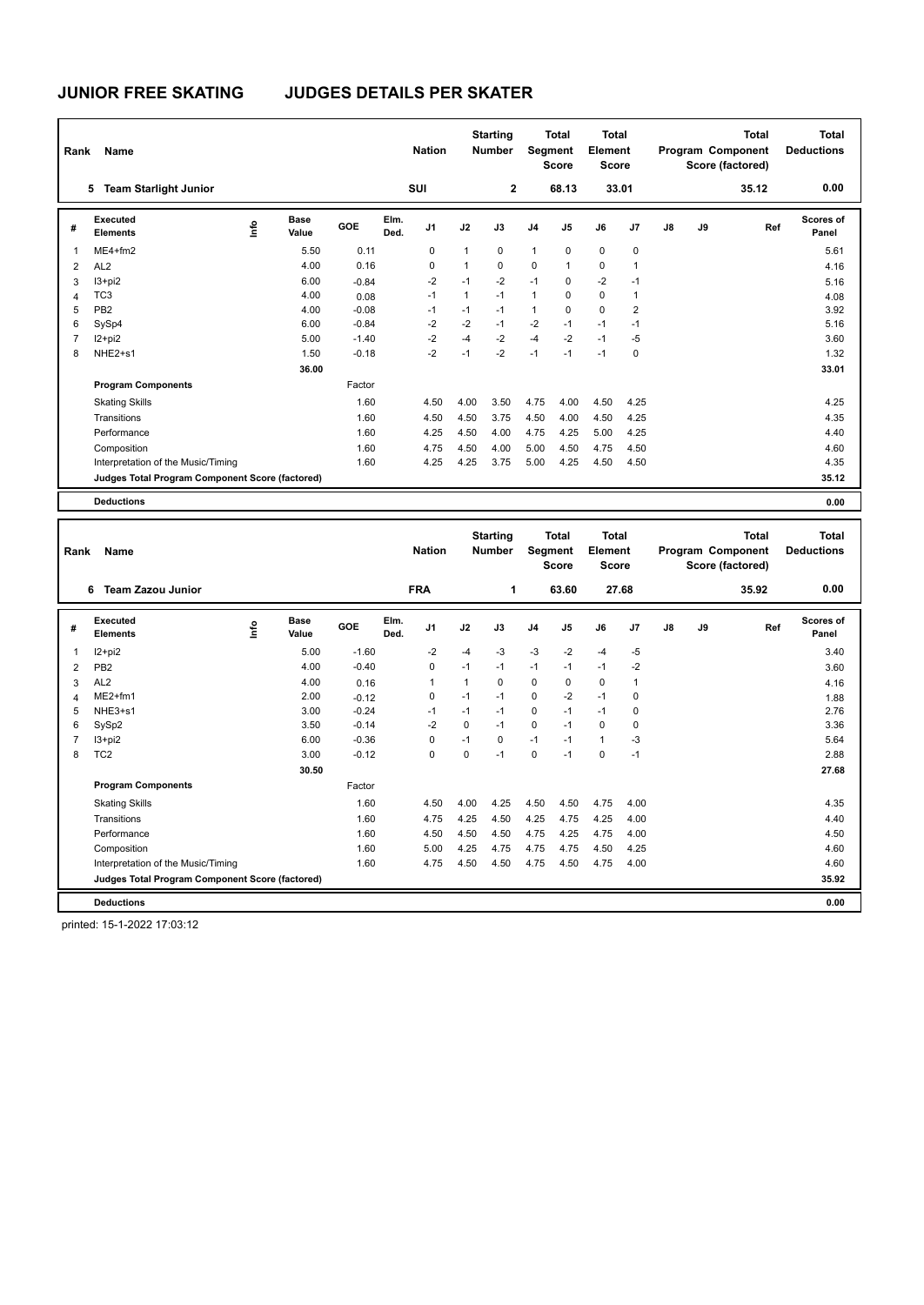# JUNIOR FREE SKATING JUDGES DETAILS PER SKATER

| Rank | Name | Nation | Starting Number | Total Segment Score | Total Element Score | Total Program Component Score (factored) | Total Deductions |
|---|---|---|---|---|---|---|---|
| 5 | Team Starlight Junior | SUI | 2 | 68.13 | 33.01 | 35.12 | 0.00 |

| # | Executed Elements | Info | Base Value | GOE | Elm. Ded. | J1 | J2 | J3 | J4 | J5 | J6 | J7 | J8 | J9 | Ref | Scores of Panel |
|---|---|---|---|---|---|---|---|---|---|---|---|---|---|---|---|---|
| 1 | ME4+fm2 | | 5.50 | 0.11 | | 0 | 1 | 0 | 1 | 0 | 0 | 0 | | | | 5.61 |
| 2 | AL2 | | 4.00 | 0.16 | | 0 | 1 | 0 | 0 | 1 | 0 | 1 | | | | 4.16 |
| 3 | I3+pi2 | | 6.00 | -0.84 | | -2 | -1 | -2 | -1 | 0 | -2 | -1 | | | | 5.16 |
| 4 | TC3 | | 4.00 | 0.08 | | -1 | 1 | -1 | 1 | 0 | 0 | 1 | | | | 4.08 |
| 5 | PB2 | | 4.00 | -0.08 | | -1 | -1 | -1 | 1 | 0 | 0 | 2 | | | | 3.92 |
| 6 | SySp4 | | 6.00 | -0.84 | | -2 | -2 | -1 | -2 | -1 | -1 | -1 | | | | 5.16 |
| 7 | I2+pi2 | | 5.00 | -1.40 | | -2 | -4 | -2 | -4 | -2 | -1 | -5 | | | | 3.60 |
| 8 | NHE2+s1 | | 1.50 | -0.18 | | -2 | -1 | -2 | -1 | -1 | -1 | 0 | | | | 1.32 |
| | | | 36.00 | | | | | | | | | | | | | 33.01 |
| | **Program Components** | | | Factor | | | | | | | | | | | | |
| | Skating Skills | | | 1.60 | | 4.50 | 4.00 | 3.50 | 4.75 | 4.00 | 4.50 | 4.25 | | | | 4.25 |
| | Transitions | | | 1.60 | | 4.50 | 4.50 | 3.75 | 4.50 | 4.00 | 4.50 | 4.25 | | | | 4.35 |
| | Performance | | | 1.60 | | 4.25 | 4.50 | 4.00 | 4.75 | 4.25 | 5.00 | 4.25 | | | | 4.40 |
| | Composition | | | 1.60 | | 4.75 | 4.50 | 4.00 | 5.00 | 4.50 | 4.75 | 4.50 | | | | 4.60 |
| | Interpretation of the Music/Timing | | | 1.60 | | 4.25 | 4.25 | 3.75 | 5.00 | 4.25 | 4.50 | 4.50 | | | | 4.35 |
| | **Judges Total Program Component Score (factored)** | | | | | | | | | | | | | | | 35.12 |
| | **Deductions** | | | | | | | | | | | | | | | 0.00 |

| Rank | Name | Nation | Starting Number | Total Segment Score | Total Element Score | Total Program Component Score (factored) | Total Deductions |
|---|---|---|---|---|---|---|---|
| 6 | Team Zazou Junior | FRA | 1 | 63.60 | 27.68 | 35.92 | 0.00 |

| # | Executed Elements | Info | Base Value | GOE | Elm. Ded. | J1 | J2 | J3 | J4 | J5 | J6 | J7 | J8 | J9 | Ref | Scores of Panel |
|---|---|---|---|---|---|---|---|---|---|---|---|---|---|---|---|---|
| 1 | I2+pi2 | | 5.00 | -1.60 | | -2 | -4 | -3 | -3 | -2 | -4 | -5 | | | | 3.40 |
| 2 | PB2 | | 4.00 | -0.40 | | 0 | -1 | -1 | -1 | -1 | -1 | -2 | | | | 3.60 |
| 3 | AL2 | | 4.00 | 0.16 | | 1 | 1 | 0 | 0 | 0 | 0 | 1 | | | | 4.16 |
| 4 | ME2+fm1 | | 2.00 | -0.12 | | 0 | -1 | -1 | 0 | -2 | -1 | 0 | | | | 1.88 |
| 5 | NHE3+s1 | | 3.00 | -0.24 | | -1 | -1 | -1 | 0 | -1 | -1 | 0 | | | | 2.76 |
| 6 | SySp2 | | 3.50 | -0.14 | | -2 | 0 | -1 | 0 | -1 | 0 | 0 | | | | 3.36 |
| 7 | I3+pi2 | | 6.00 | -0.36 | | 0 | -1 | 0 | -1 | -1 | 1 | -3 | | | | 5.64 |
| 8 | TC2 | | 3.00 | -0.12 | | 0 | 0 | -1 | 0 | -1 | 0 | -1 | | | | 2.88 |
| | | | 30.50 | | | | | | | | | | | | | 27.68 |
| | **Program Components** | | | Factor | | | | | | | | | | | | |
| | Skating Skills | | | 1.60 | | 4.50 | 4.00 | 4.25 | 4.50 | 4.50 | 4.75 | 4.00 | | | | 4.35 |
| | Transitions | | | 1.60 | | 4.75 | 4.25 | 4.50 | 4.25 | 4.75 | 4.25 | 4.00 | | | | 4.40 |
| | Performance | | | 1.60 | | 4.50 | 4.50 | 4.50 | 4.75 | 4.25 | 4.75 | 4.00 | | | | 4.50 |
| | Composition | | | 1.60 | | 5.00 | 4.25 | 4.75 | 4.75 | 4.75 | 4.50 | 4.25 | | | | 4.60 |
| | Interpretation of the Music/Timing | | | 1.60 | | 4.75 | 4.50 | 4.50 | 4.75 | 4.50 | 4.75 | 4.00 | | | | 4.60 |
| | **Judges Total Program Component Score (factored)** | | | | | | | | | | | | | | | 35.92 |
| | **Deductions** | | | | | | | | | | | | | | | 0.00 |

printed: 15-1-2022 17:03:12